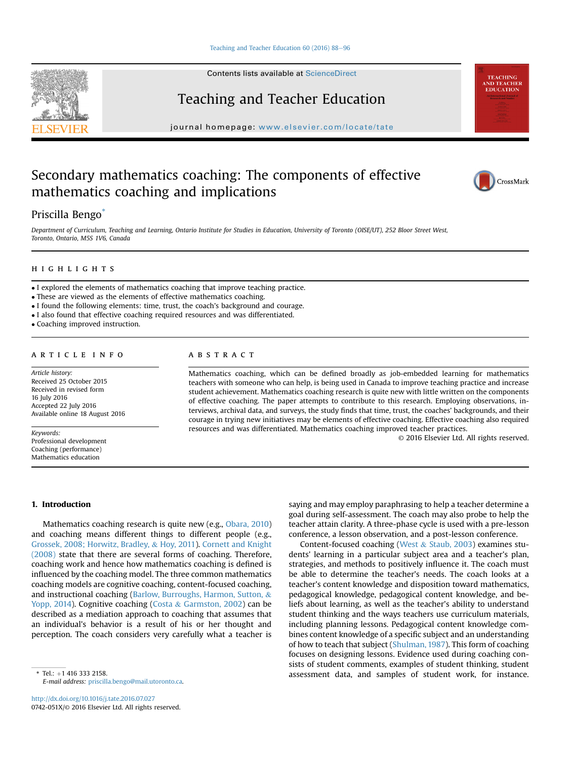Contents lists available at ScienceDirect

# Teaching and Teacher Education

journal homepage: www.elsevier.com/locate/tate

# Secondary mathematics coaching: The components of effective mathematics coaching and implications

Priscilla Bengo*

Department of Curriculum, Teaching and Learning, Ontario Institute for Studies in Education, University of Toronto (OISE/UT), 252 Bloor Street West, Toronto, Ontario, M5S 1V6, Canada

## HIGHLIGHTS

- I explored the elements of mathematics coaching that improve teaching practice.
- These are viewed as the elements of effective mathematics coaching.
- I found the following elements: time, trust, the coach's background and courage.
- I also found that effective coaching required resources and was differentiated.
- Coaching improved instruction.

## ARTICLE INFO

*Article history:*
Received 25 October 2015
Received in revised form
16 July 2016
Accepted 22 July 2016
Available online 18 August 2016

*Keywords:*
Professional development
Coaching (performance)
Mathematics education

## ABSTRACT

Mathematics coaching, which can be defined broadly as job-embedded learning for mathematics teachers with someone who can help, is being used in Canada to improve teaching practice and increase student achievement. Mathematics coaching research is quite new with little written on the components of effective coaching. The paper attempts to contribute to this research. Employing observations, interviews, archival data, and surveys, the study finds that time, trust, the coaches' backgrounds, and their courage in trying new initiatives may be elements of effective coaching. Effective coaching also required resources and was differentiated. Mathematics coaching improved teacher practices.

© 2016 Elsevier Ltd. All rights reserved.

## 1. Introduction

Mathematics coaching research is quite new (e.g., Obara, 2010) and coaching means different things to different people (e.g., Grossek, 2008; Horwitz, Bradley, & Hoy, 2011). Cornett and Knight (2008) state that there are several forms of coaching. Therefore, coaching work and hence how mathematics coaching is defined is influenced by the coaching model. The three common mathematics coaching models are cognitive coaching, content-focused coaching, and instructional coaching (Barlow, Burroughs, Harmon, Sutton, & Yopp, 2014). Cognitive coaching (Costa & Garmston, 2002) can be described as a mediation approach to coaching that assumes that an individual's behavior is a result of his or her thought and perception. The coach considers very carefully what a teacher is saying and may employ paraphrasing to help a teacher determine a goal during self-assessment. The coach may also probe to help the teacher attain clarity. A three-phase cycle is used with a pre-lesson conference, a lesson observation, and a post-lesson conference.

Content-focused coaching (West & Staub, 2003) examines students' learning in a particular subject area and a teacher's plan, strategies, and methods to positively influence it. The coach must be able to determine the teacher's needs. The coach looks at a teacher's content knowledge and disposition toward mathematics, pedagogical knowledge, pedagogical content knowledge, and beliefs about learning, as well as the teacher's ability to understand student thinking and the ways teachers use curriculum materials, including planning lessons. Pedagogical content knowledge combines content knowledge of a specific subject and an understanding of how to teach that subject (Shulman, 1987). This form of coaching focuses on designing lessons. Evidence used during coaching consists of student comments, examples of student thinking, student assessment data, and samples of student work, for instance.

* Tel.: +1 416 333 2158.
*E-mail address:* priscilla.bengo@mail.utoronto.ca.

http://dx.doi.org/10.1016/j.tate.2016.07.027
0742-051X/© 2016 Elsevier Ltd. All rights reserved.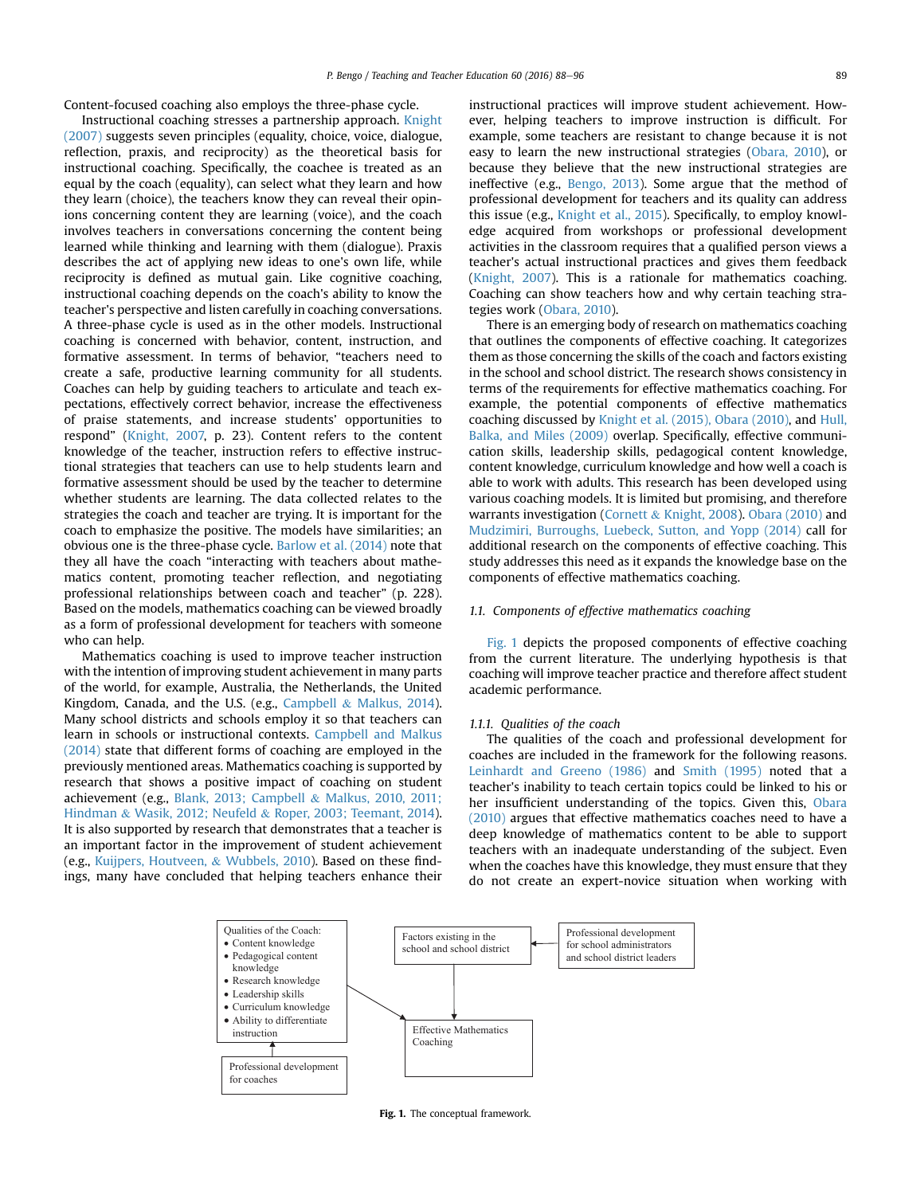Content-focused coaching also employs the three-phase cycle.

Instructional coaching stresses a partnership approach. Knight (2007) suggests seven principles (equality, choice, voice, dialogue, reflection, praxis, and reciprocity) as the theoretical basis for instructional coaching. Specifically, the coachee is treated as an equal by the coach (equality), can select what they learn and how they learn (choice), the teachers know they can reveal their opinions concerning content they are learning (voice), and the coach involves teachers in conversations concerning the content being learned while thinking and learning with them (dialogue). Praxis describes the act of applying new ideas to one's own life, while reciprocity is defined as mutual gain. Like cognitive coaching, instructional coaching depends on the coach's ability to know the teacher's perspective and listen carefully in coaching conversations. A three-phase cycle is used as in the other models. Instructional coaching is concerned with behavior, content, instruction, and formative assessment. In terms of behavior, "teachers need to create a safe, productive learning community for all students. Coaches can help by guiding teachers to articulate and teach expectations, effectively correct behavior, increase the effectiveness of praise statements, and increase students' opportunities to respond" (Knight, 2007, p. 23). Content refers to the content knowledge of the teacher, instruction refers to effective instructional strategies that teachers can use to help students learn and formative assessment should be used by the teacher to determine whether students are learning. The data collected relates to the strategies the coach and teacher are trying. It is important for the coach to emphasize the positive. The models have similarities; an obvious one is the three-phase cycle. Barlow et al. (2014) note that they all have the coach "interacting with teachers about mathematics content, promoting teacher reflection, and negotiating professional relationships between coach and teacher" (p. 228). Based on the models, mathematics coaching can be viewed broadly as a form of professional development for teachers with someone who can help.

Mathematics coaching is used to improve teacher instruction with the intention of improving student achievement in many parts of the world, for example, Australia, the Netherlands, the United Kingdom, Canada, and the U.S. (e.g., Campbell & Malkus, 2014). Many school districts and schools employ it so that teachers can learn in schools or instructional contexts. Campbell and Malkus (2014) state that different forms of coaching are employed in the previously mentioned areas. Mathematics coaching is supported by research that shows a positive impact of coaching on student achievement (e.g., Blank, 2013; Campbell & Malkus, 2010, 2011; Hindman & Wasik, 2012; Neufeld & Roper, 2003; Teemant, 2014). It is also supported by research that demonstrates that a teacher is an important factor in the improvement of student achievement (e.g., Kuijpers, Houtveen, & Wubbels, 2010). Based on these findings, many have concluded that helping teachers enhance their instructional practices will improve student achievement. However, helping teachers to improve instruction is difficult. For example, some teachers are resistant to change because it is not easy to learn the new instructional strategies (Obara, 2010), or because they believe that the new instructional strategies are ineffective (e.g., Bengo, 2013). Some argue that the method of professional development for teachers and its quality can address this issue (e.g., Knight et al., 2015). Specifically, to employ knowledge acquired from workshops or professional development activities in the classroom requires that a qualified person views a teacher's actual instructional practices and gives them feedback (Knight, 2007). This is a rationale for mathematics coaching. Coaching can show teachers how and why certain teaching strategies work (Obara, 2010).

There is an emerging body of research on mathematics coaching that outlines the components of effective coaching. It categorizes them as those concerning the skills of the coach and factors existing in the school and school district. The research shows consistency in terms of the requirements for effective mathematics coaching. For example, the potential components of effective mathematics coaching discussed by Knight et al. (2015), Obara (2010), and Hull, Balka, and Miles (2009) overlap. Specifically, effective communication skills, leadership skills, pedagogical content knowledge, content knowledge, curriculum knowledge and how well a coach is able to work with adults. This research has been developed using various coaching models. It is limited but promising, and therefore warrants investigation (Cornett & Knight, 2008). Obara (2010) and Mudzimiri, Burroughs, Luebeck, Sutton, and Yopp (2014) call for additional research on the components of effective coaching. This study addresses this need as it expands the knowledge base on the components of effective mathematics coaching.

### 1.1. Components of effective mathematics coaching

Fig. 1 depicts the proposed components of effective coaching from the current literature. The underlying hypothesis is that coaching will improve teacher practice and therefore affect student academic performance.

#### 1.1.1. Qualities of the coach

The qualities of the coach and professional development for coaches are included in the framework for the following reasons. Leinhardt and Greeno (1986) and Smith (1995) noted that a teacher's inability to teach certain topics could be linked to his or her insufficient understanding of the topics. Given this, Obara (2010) argues that effective mathematics coaches need to have a deep knowledge of mathematics content to be able to support teachers with an inadequate understanding of the subject. Even when the coaches have this knowledge, they must ensure that they do not create an expert-novice situation when working with

Qualities of the Coach:
- Content knowledge
- Pedagogical content knowledge
- Research knowledge
- Leadership skills
- Curriculum knowledge
- Ability to differentiate instruction

Professional development for coaches

Factors existing in the school and school district

Professional development for school administrators and school district leaders

Effective Mathematics Coaching

**Fig. 1.** The conceptual framework.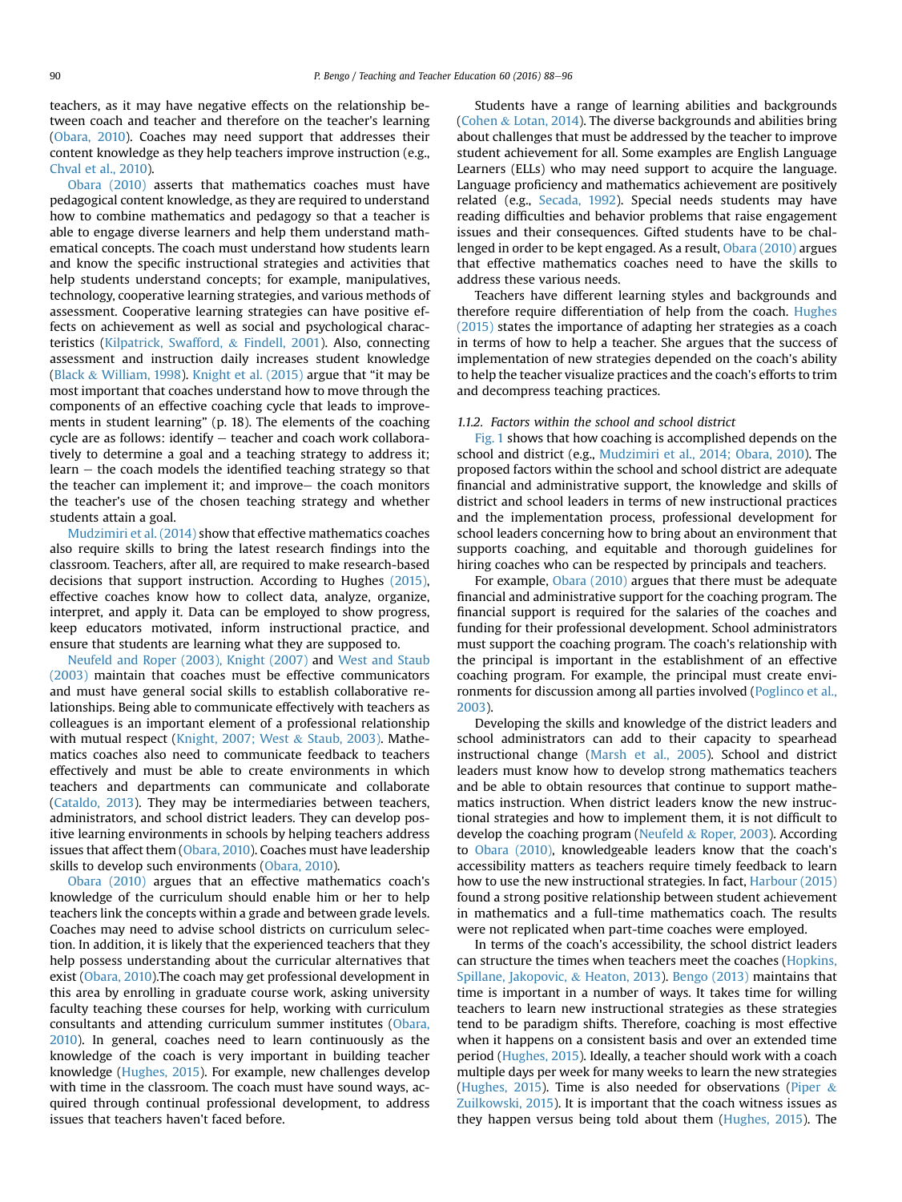teachers, as it may have negative effects on the relationship between coach and teacher and therefore on the teacher's learning (Obara, 2010). Coaches may need support that addresses their content knowledge as they help teachers improve instruction (e.g., Chval et al., 2010).

Obara (2010) asserts that mathematics coaches must have pedagogical content knowledge, as they are required to understand how to combine mathematics and pedagogy so that a teacher is able to engage diverse learners and help them understand mathematical concepts. The coach must understand how students learn and know the specific instructional strategies and activities that help students understand concepts; for example, manipulatives, technology, cooperative learning strategies, and various methods of assessment. Cooperative learning strategies can have positive effects on achievement as well as social and psychological characteristics (Kilpatrick, Swafford, & Findell, 2001). Also, connecting assessment and instruction daily increases student knowledge (Black & William, 1998). Knight et al. (2015) argue that "it may be most important that coaches understand how to move through the components of an effective coaching cycle that leads to improvements in student learning" (p. 18). The elements of the coaching cycle are as follows: identify − teacher and coach work collaboratively to determine a goal and a teaching strategy to address it; learn − the coach models the identified teaching strategy so that the teacher can implement it; and improve− the coach monitors the teacher's use of the chosen teaching strategy and whether students attain a goal.

Mudzimiri et al. (2014) show that effective mathematics coaches also require skills to bring the latest research findings into the classroom. Teachers, after all, are required to make research-based decisions that support instruction. According to Hughes (2015), effective coaches know how to collect data, analyze, organize, interpret, and apply it. Data can be employed to show progress, keep educators motivated, inform instructional practice, and ensure that students are learning what they are supposed to.

Neufeld and Roper (2003), Knight (2007) and West and Staub (2003) maintain that coaches must be effective communicators and must have general social skills to establish collaborative relationships. Being able to communicate effectively with teachers as colleagues is an important element of a professional relationship with mutual respect (Knight, 2007; West & Staub, 2003). Mathematics coaches also need to communicate feedback to teachers effectively and must be able to create environments in which teachers and departments can communicate and collaborate (Cataldo, 2013). They may be intermediaries between teachers, administrators, and school district leaders. They can develop positive learning environments in schools by helping teachers address issues that affect them (Obara, 2010). Coaches must have leadership skills to develop such environments (Obara, 2010).

Obara (2010) argues that an effective mathematics coach's knowledge of the curriculum should enable him or her to help teachers link the concepts within a grade and between grade levels. Coaches may need to advise school districts on curriculum selection. In addition, it is likely that the experienced teachers that they help possess understanding about the curricular alternatives that exist (Obara, 2010).The coach may get professional development in this area by enrolling in graduate course work, asking university faculty teaching these courses for help, working with curriculum consultants and attending curriculum summer institutes (Obara, 2010). In general, coaches need to learn continuously as the knowledge of the coach is very important in building teacher knowledge (Hughes, 2015). For example, new challenges develop with time in the classroom. The coach must have sound ways, acquired through continual professional development, to address issues that teachers haven't faced before.

Students have a range of learning abilities and backgrounds (Cohen & Lotan, 2014). The diverse backgrounds and abilities bring about challenges that must be addressed by the teacher to improve student achievement for all. Some examples are English Language Learners (ELLs) who may need support to acquire the language. Language proficiency and mathematics achievement are positively related (e.g., Secada, 1992). Special needs students may have reading difficulties and behavior problems that raise engagement issues and their consequences. Gifted students have to be challenged in order to be kept engaged. As a result, Obara (2010) argues that effective mathematics coaches need to have the skills to address these various needs.

Teachers have different learning styles and backgrounds and therefore require differentiation of help from the coach. Hughes (2015) states the importance of adapting her strategies as a coach in terms of how to help a teacher. She argues that the success of implementation of new strategies depended on the coach's ability to help the teacher visualize practices and the coach's efforts to trim and decompress teaching practices.

#### *1.1.2. Factors within the school and school district*

Fig. 1 shows that how coaching is accomplished depends on the school and district (e.g., Mudzimiri et al., 2014; Obara, 2010). The proposed factors within the school and school district are adequate financial and administrative support, the knowledge and skills of district and school leaders in terms of new instructional practices and the implementation process, professional development for school leaders concerning how to bring about an environment that supports coaching, and equitable and thorough guidelines for hiring coaches who can be respected by principals and teachers.

For example, Obara (2010) argues that there must be adequate financial and administrative support for the coaching program. The financial support is required for the salaries of the coaches and funding for their professional development. School administrators must support the coaching program. The coach's relationship with the principal is important in the establishment of an effective coaching program. For example, the principal must create environments for discussion among all parties involved (Poglinco et al., 2003).

Developing the skills and knowledge of the district leaders and school administrators can add to their capacity to spearhead instructional change (Marsh et al., 2005). School and district leaders must know how to develop strong mathematics teachers and be able to obtain resources that continue to support mathematics instruction. When district leaders know the new instructional strategies and how to implement them, it is not difficult to develop the coaching program (Neufeld & Roper, 2003). According to Obara (2010), knowledgeable leaders know that the coach's accessibility matters as teachers require timely feedback to learn how to use the new instructional strategies. In fact, Harbour (2015) found a strong positive relationship between student achievement in mathematics and a full-time mathematics coach. The results were not replicated when part-time coaches were employed.

In terms of the coach's accessibility, the school district leaders can structure the times when teachers meet the coaches (Hopkins, Spillane, Jakopovic, & Heaton, 2013). Bengo (2013) maintains that time is important in a number of ways. It takes time for willing teachers to learn new instructional strategies as these strategies tend to be paradigm shifts. Therefore, coaching is most effective when it happens on a consistent basis and over an extended time period (Hughes, 2015). Ideally, a teacher should work with a coach multiple days per week for many weeks to learn the new strategies (Hughes, 2015). Time is also needed for observations (Piper & Zuilkowski, 2015). It is important that the coach witness issues as they happen versus being told about them (Hughes, 2015). The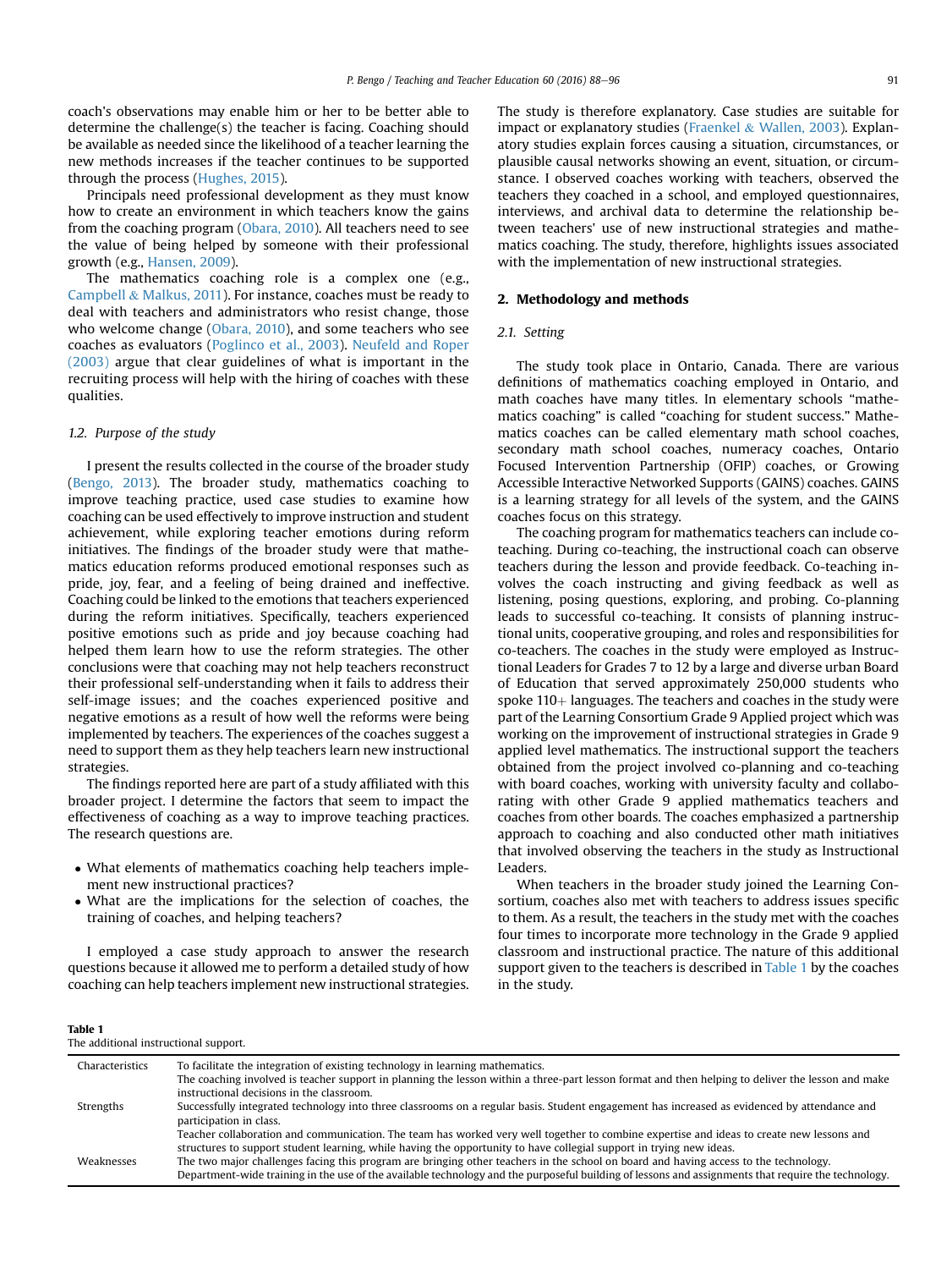coach's observations may enable him or her to be better able to determine the challenge(s) the teacher is facing. Coaching should be available as needed since the likelihood of a teacher learning the new methods increases if the teacher continues to be supported through the process (Hughes, 2015).

Principals need professional development as they must know how to create an environment in which teachers know the gains from the coaching program (Obara, 2010). All teachers need to see the value of being helped by someone with their professional growth (e.g., Hansen, 2009).

The mathematics coaching role is a complex one (e.g., Campbell & Malkus, 2011). For instance, coaches must be ready to deal with teachers and administrators who resist change, those who welcome change (Obara, 2010), and some teachers who see coaches as evaluators (Poglinco et al., 2003). Neufeld and Roper (2003) argue that clear guidelines of what is important in the recruiting process will help with the hiring of coaches with these qualities.

### 1.2. Purpose of the study

I present the results collected in the course of the broader study (Bengo, 2013). The broader study, mathematics coaching to improve teaching practice, used case studies to examine how coaching can be used effectively to improve instruction and student achievement, while exploring teacher emotions during reform initiatives. The findings of the broader study were that mathematics education reforms produced emotional responses such as pride, joy, fear, and a feeling of being drained and ineffective. Coaching could be linked to the emotions that teachers experienced during the reform initiatives. Specifically, teachers experienced positive emotions such as pride and joy because coaching had helped them learn how to use the reform strategies. The other conclusions were that coaching may not help teachers reconstruct their professional self-understanding when it fails to address their self-image issues; and the coaches experienced positive and negative emotions as a result of how well the reforms were being implemented by teachers. The experiences of the coaches suggest a need to support them as they help teachers learn new instructional strategies.

The findings reported here are part of a study affiliated with this broader project. I determine the factors that seem to impact the effectiveness of coaching as a way to improve teaching practices. The research questions are.

- What elements of mathematics coaching help teachers implement new instructional practices?
- What are the implications for the selection of coaches, the training of coaches, and helping teachers?

I employed a case study approach to answer the research questions because it allowed me to perform a detailed study of how coaching can help teachers implement new instructional strategies. The study is therefore explanatory. Case studies are suitable for impact or explanatory studies (Fraenkel & Wallen, 2003). Explanatory studies explain forces causing a situation, circumstances, or plausible causal networks showing an event, situation, or circumstance. I observed coaches working with teachers, observed the teachers they coached in a school, and employed questionnaires, interviews, and archival data to determine the relationship between teachers' use of new instructional strategies and mathematics coaching. The study, therefore, highlights issues associated with the implementation of new instructional strategies.

## 2. Methodology and methods

### 2.1. Setting

The study took place in Ontario, Canada. There are various definitions of mathematics coaching employed in Ontario, and math coaches have many titles. In elementary schools "mathematics coaching" is called "coaching for student success." Mathematics coaches can be called elementary math school coaches, secondary math school coaches, numeracy coaches, Ontario Focused Intervention Partnership (OFIP) coaches, or Growing Accessible Interactive Networked Supports (GAINS) coaches. GAINS is a learning strategy for all levels of the system, and the GAINS coaches focus on this strategy.

The coaching program for mathematics teachers can include co-teaching. During co-teaching, the instructional coach can observe teachers during the lesson and provide feedback. Co-teaching involves the coach instructing and giving feedback as well as listening, posing questions, exploring, and probing. Co-planning leads to successful co-teaching. It consists of planning instructional units, cooperative grouping, and roles and responsibilities for co-teachers. The coaches in the study were employed as Instructional Leaders for Grades 7 to 12 by a large and diverse urban Board of Education that served approximately 250,000 students who spoke 110+ languages. The teachers and coaches in the study were part of the Learning Consortium Grade 9 Applied project which was working on the improvement of instructional strategies in Grade 9 applied level mathematics. The instructional support the teachers obtained from the project involved co-planning and co-teaching with board coaches, working with university faculty and collaborating with other Grade 9 applied mathematics teachers and coaches from other boards. The coaches emphasized a partnership approach to coaching and also conducted other math initiatives that involved observing the teachers in the study as Instructional Leaders.

When teachers in the broader study joined the Learning Consortium, coaches also met with teachers to address issues specific to them. As a result, the teachers in the study met with the coaches four times to incorporate more technology in the Grade 9 applied classroom and instructional practice. The nature of this additional support given to the teachers is described in Table 1 by the coaches in the study.

**Table 1**
The additional instructional support.

| | |
|---|---|
| Characteristics | To facilitate the integration of existing technology in learning mathematics.<br>The coaching involved is teacher support in planning the lesson within a three-part lesson format and then helping to deliver the lesson and make instructional decisions in the classroom. |
| Strengths | Successfully integrated technology into three classrooms on a regular basis. Student engagement has increased as evidenced by attendance and participation in class.<br>Teacher collaboration and communication. The team has worked very well together to combine expertise and ideas to create new lessons and structures to support student learning, while having the opportunity to have collegial support in trying new ideas. |
| Weaknesses | The two major challenges facing this program are bringing other teachers in the school on board and having access to the technology.<br>Department-wide training in the use of the available technology and the purposeful building of lessons and assignments that require the technology. |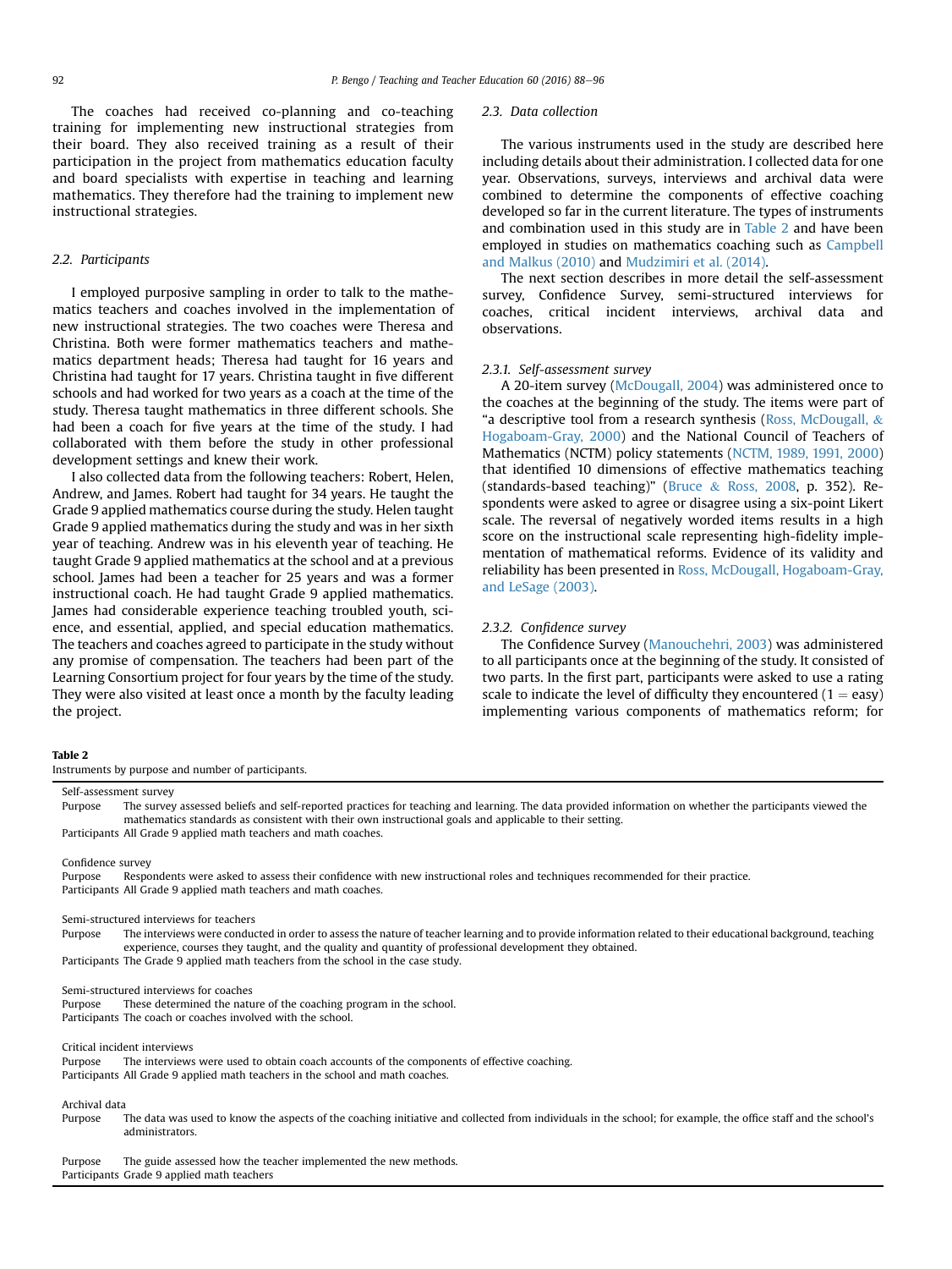The coaches had received co-planning and co-teaching training for implementing new instructional strategies from their board. They also received training as a result of their participation in the project from mathematics education faculty and board specialists with expertise in teaching and learning mathematics. They therefore had the training to implement new instructional strategies.

### 2.2. Participants

I employed purposive sampling in order to talk to the mathematics teachers and coaches involved in the implementation of new instructional strategies. The two coaches were Theresa and Christina. Both were former mathematics teachers and mathematics department heads; Theresa had taught for 16 years and Christina had taught for 17 years. Christina taught in five different schools and had worked for two years as a coach at the time of the study. Theresa taught mathematics in three different schools. She had been a coach for five years at the time of the study. I had collaborated with them before the study in other professional development settings and knew their work.

I also collected data from the following teachers: Robert, Helen, Andrew, and James. Robert had taught for 34 years. He taught the Grade 9 applied mathematics course during the study. Helen taught Grade 9 applied mathematics during the study and was in her sixth year of teaching. Andrew was in his eleventh year of teaching. He taught Grade 9 applied mathematics at the school and at a previous school. James had been a teacher for 25 years and was a former instructional coach. He had taught Grade 9 applied mathematics. James had considerable experience teaching troubled youth, science, and essential, applied, and special education mathematics. The teachers and coaches agreed to participate in the study without any promise of compensation. The teachers had been part of the Learning Consortium project for four years by the time of the study. They were also visited at least once a month by the faculty leading the project.

### 2.3. Data collection

The various instruments used in the study are described here including details about their administration. I collected data for one year. Observations, surveys, interviews and archival data were combined to determine the components of effective coaching developed so far in the current literature. The types of instruments and combination used in this study are in Table 2 and have been employed in studies on mathematics coaching such as Campbell and Malkus (2010) and Mudzimiri et al. (2014).

The next section describes in more detail the self-assessment survey, Confidence Survey, semi-structured interviews for coaches, critical incident interviews, archival data and observations.

#### 2.3.1. Self-assessment survey

A 20-item survey (McDougall, 2004) was administered once to the coaches at the beginning of the study. The items were part of "a descriptive tool from a research synthesis (Ross, McDougall, & Hogaboam-Gray, 2000) and the National Council of Teachers of Mathematics (NCTM) policy statements (NCTM, 1989, 1991, 2000) that identified 10 dimensions of effective mathematics teaching (standards-based teaching)" (Bruce & Ross, 2008, p. 352). Respondents were asked to agree or disagree using a six-point Likert scale. The reversal of negatively worded items results in a high score on the instructional scale representing high-fidelity implementation of mathematical reforms. Evidence of its validity and reliability has been presented in Ross, McDougall, Hogaboam-Gray, and LeSage (2003).

#### 2.3.2. Confidence survey

The Confidence Survey (Manouchehri, 2003) was administered to all participants once at the beginning of the study. It consisted of two parts. In the first part, participants were asked to use a rating scale to indicate the level of difficulty they encountered (1 = easy) implementing various components of mathematics reform; for

**Table 2**
Instruments by purpose and number of participants.

| | |
|---|---|
| **Self-assessment survey** | |
| Purpose | The survey assessed beliefs and self-reported practices for teaching and learning. The data provided information on whether the participants viewed the mathematics standards as consistent with their own instructional goals and applicable to their setting. |
| Participants | All Grade 9 applied math teachers and math coaches. |
| **Confidence survey** | |
| Purpose | Respondents were asked to assess their confidence with new instructional roles and techniques recommended for their practice. |
| Participants | All Grade 9 applied math teachers and math coaches. |
| **Semi-structured interviews for teachers** | |
| Purpose | The interviews were conducted in order to assess the nature of teacher learning and to provide information related to their educational background, teaching experience, courses they taught, and the quality and quantity of professional development they obtained. |
| Participants | The Grade 9 applied math teachers from the school in the case study. |
| **Semi-structured interviews for coaches** | |
| Purpose | These determined the nature of the coaching program in the school. |
| Participants | The coach or coaches involved with the school. |
| **Critical incident interviews** | |
| Purpose | The interviews were used to obtain coach accounts of the components of effective coaching. |
| Participants | All Grade 9 applied math teachers in the school and math coaches. |
| **Archival data** | |
| Purpose | The data was used to know the aspects of the coaching initiative and collected from individuals in the school; for example, the office staff and the school's administrators. |
| Purpose | The guide assessed how the teacher implemented the new methods. |
| Participants | Grade 9 applied math teachers |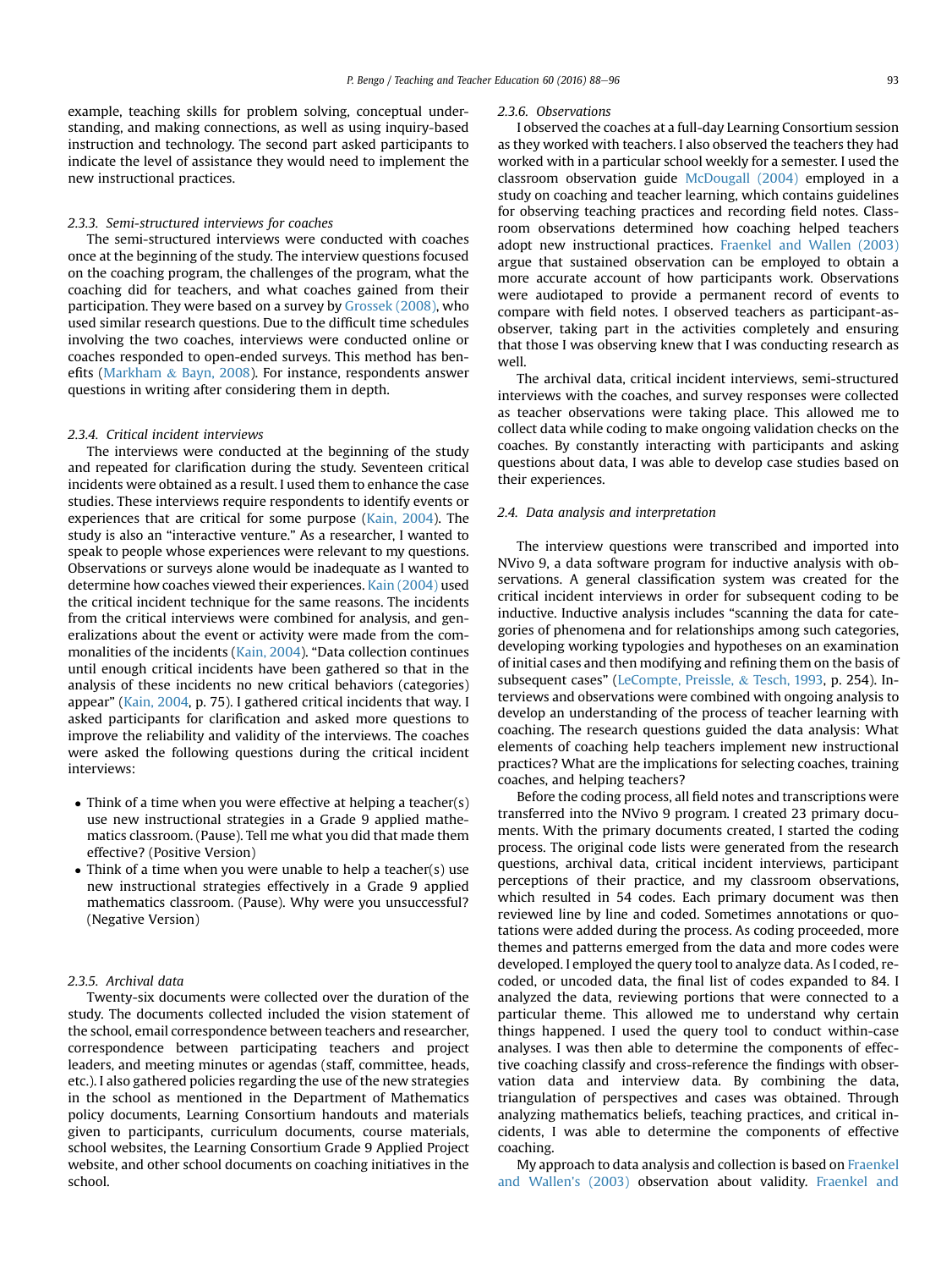example, teaching skills for problem solving, conceptual understanding, and making connections, as well as using inquiry-based instruction and technology. The second part asked participants to indicate the level of assistance they would need to implement the new instructional practices.

#### 2.3.3. Semi-structured interviews for coaches

The semi-structured interviews were conducted with coaches once at the beginning of the study. The interview questions focused on the coaching program, the challenges of the program, what the coaching did for teachers, and what coaches gained from their participation. They were based on a survey by Grossek (2008), who used similar research questions. Due to the difficult time schedules involving the two coaches, interviews were conducted online or coaches responded to open-ended surveys. This method has benefits (Markham & Bayn, 2008). For instance, respondents answer questions in writing after considering them in depth.

#### 2.3.4. Critical incident interviews

The interviews were conducted at the beginning of the study and repeated for clarification during the study. Seventeen critical incidents were obtained as a result. I used them to enhance the case studies. These interviews require respondents to identify events or experiences that are critical for some purpose (Kain, 2004). The study is also an "interactive venture." As a researcher, I wanted to speak to people whose experiences were relevant to my questions. Observations or surveys alone would be inadequate as I wanted to determine how coaches viewed their experiences. Kain (2004) used the critical incident technique for the same reasons. The incidents from the critical interviews were combined for analysis, and generalizations about the event or activity were made from the commonalities of the incidents (Kain, 2004). "Data collection continues until enough critical incidents have been gathered so that in the analysis of these incidents no new critical behaviors (categories) appear" (Kain, 2004, p. 75). I gathered critical incidents that way. I asked participants for clarification and asked more questions to improve the reliability and validity of the interviews. The coaches were asked the following questions during the critical incident interviews:

- Think of a time when you were effective at helping a teacher(s) use new instructional strategies in a Grade 9 applied mathematics classroom. (Pause). Tell me what you did that made them effective? (Positive Version)
- Think of a time when you were unable to help a teacher(s) use new instructional strategies effectively in a Grade 9 applied mathematics classroom. (Pause). Why were you unsuccessful? (Negative Version)

#### 2.3.5. Archival data

Twenty-six documents were collected over the duration of the study. The documents collected included the vision statement of the school, email correspondence between teachers and researcher, correspondence between participating teachers and project leaders, and meeting minutes or agendas (staff, committee, heads, etc.). I also gathered policies regarding the use of the new strategies in the school as mentioned in the Department of Mathematics policy documents, Learning Consortium handouts and materials given to participants, curriculum documents, course materials, school websites, the Learning Consortium Grade 9 Applied Project website, and other school documents on coaching initiatives in the school.

#### 2.3.6. Observations

I observed the coaches at a full-day Learning Consortium session as they worked with teachers. I also observed the teachers they had worked with in a particular school weekly for a semester. I used the classroom observation guide McDougall (2004) employed in a study on coaching and teacher learning, which contains guidelines for observing teaching practices and recording field notes. Classroom observations determined how coaching helped teachers adopt new instructional practices. Fraenkel and Wallen (2003) argue that sustained observation can be employed to obtain a more accurate account of how participants work. Observations were audiotaped to provide a permanent record of events to compare with field notes. I observed teachers as participant-as-observer, taking part in the activities completely and ensuring that those I was observing knew that I was conducting research as well.

The archival data, critical incident interviews, semi-structured interviews with the coaches, and survey responses were collected as teacher observations were taking place. This allowed me to collect data while coding to make ongoing validation checks on the coaches. By constantly interacting with participants and asking questions about data, I was able to develop case studies based on their experiences.

### 2.4. Data analysis and interpretation

The interview questions were transcribed and imported into NVivo 9, a data software program for inductive analysis with observations. A general classification system was created for the critical incident interviews in order for subsequent coding to be inductive. Inductive analysis includes "scanning the data for categories of phenomena and for relationships among such categories, developing working typologies and hypotheses on an examination of initial cases and then modifying and refining them on the basis of subsequent cases" (LeCompte, Preissle, & Tesch, 1993, p. 254). Interviews and observations were combined with ongoing analysis to develop an understanding of the process of teacher learning with coaching. The research questions guided the data analysis: What elements of coaching help teachers implement new instructional practices? What are the implications for selecting coaches, training coaches, and helping teachers?

Before the coding process, all field notes and transcriptions were transferred into the NVivo 9 program. I created 23 primary documents. With the primary documents created, I started the coding process. The original code lists were generated from the research questions, archival data, critical incident interviews, participant perceptions of their practice, and my classroom observations, which resulted in 54 codes. Each primary document was then reviewed line by line and coded. Sometimes annotations or quotations were added during the process. As coding proceeded, more themes and patterns emerged from the data and more codes were developed. I employed the query tool to analyze data. As I coded, recoded, or uncoded data, the final list of codes expanded to 84. I analyzed the data, reviewing portions that were connected to a particular theme. This allowed me to understand why certain things happened. I used the query tool to conduct within-case analyses. I was then able to determine the components of effective coaching classify and cross-reference the findings with observation data and interview data. By combining the data, triangulation of perspectives and cases was obtained. Through analyzing mathematics beliefs, teaching practices, and critical incidents, I was able to determine the components of effective coaching.

My approach to data analysis and collection is based on Fraenkel and Wallen's (2003) observation about validity. Fraenkel and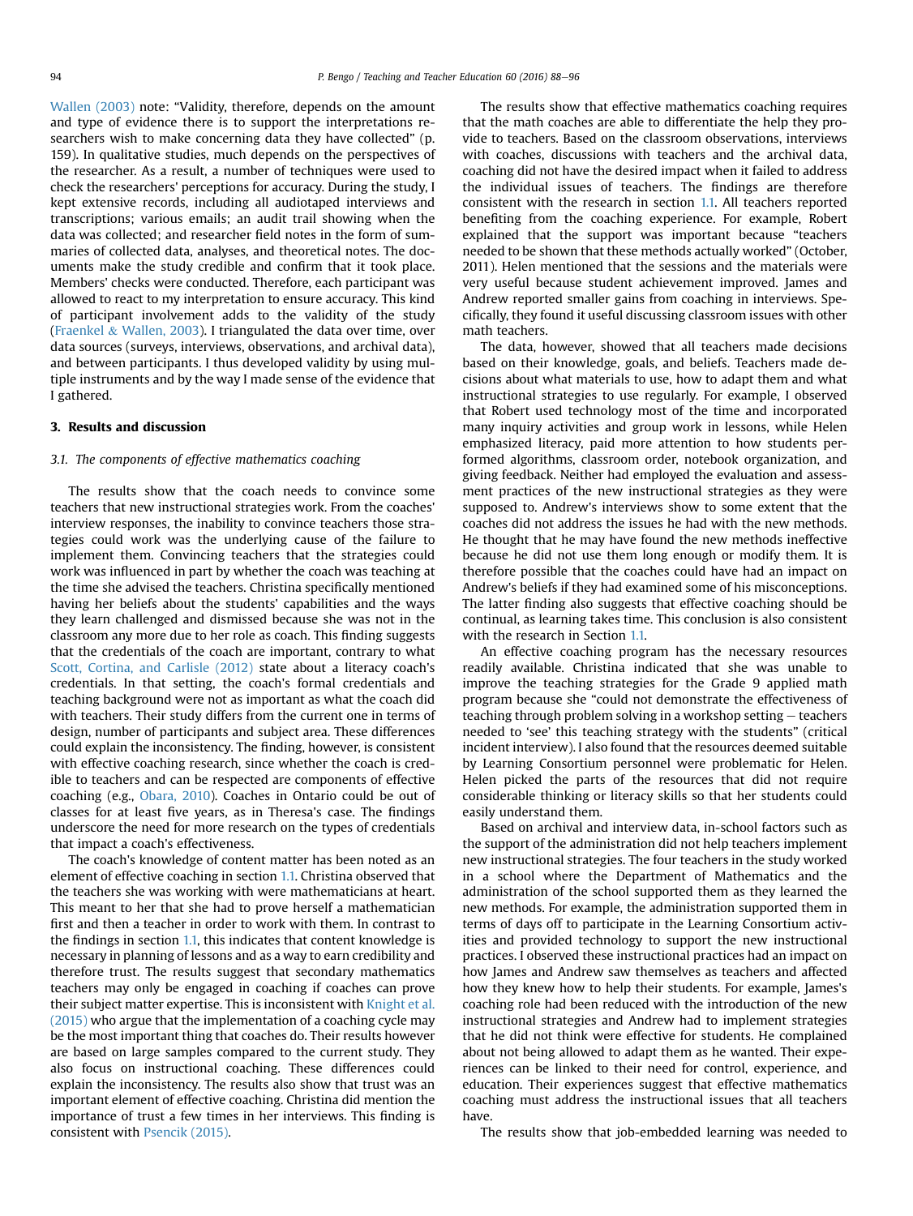Wallen (2003) note: "Validity, therefore, depends on the amount and type of evidence there is to support the interpretations researchers wish to make concerning data they have collected" (p. 159). In qualitative studies, much depends on the perspectives of the researcher. As a result, a number of techniques were used to check the researchers' perceptions for accuracy. During the study, I kept extensive records, including all audiotaped interviews and transcriptions; various emails; an audit trail showing when the data was collected; and researcher field notes in the form of summaries of collected data, analyses, and theoretical notes. The documents make the study credible and confirm that it took place. Members' checks were conducted. Therefore, each participant was allowed to react to my interpretation to ensure accuracy. This kind of participant involvement adds to the validity of the study (Fraenkel & Wallen, 2003). I triangulated the data over time, over data sources (surveys, interviews, observations, and archival data), and between participants. I thus developed validity by using multiple instruments and by the way I made sense of the evidence that I gathered.

## 3. Results and discussion

### 3.1. The components of effective mathematics coaching

The results show that the coach needs to convince some teachers that new instructional strategies work. From the coaches' interview responses, the inability to convince teachers those strategies could work was the underlying cause of the failure to implement them. Convincing teachers that the strategies could work was influenced in part by whether the coach was teaching at the time she advised the teachers. Christina specifically mentioned having her beliefs about the students' capabilities and the ways they learn challenged and dismissed because she was not in the classroom any more due to her role as coach. This finding suggests that the credentials of the coach are important, contrary to what Scott, Cortina, and Carlisle (2012) state about a literacy coach's credentials. In that setting, the coach's formal credentials and teaching background were not as important as what the coach did with teachers. Their study differs from the current one in terms of design, number of participants and subject area. These differences could explain the inconsistency. The finding, however, is consistent with effective coaching research, since whether the coach is credible to teachers and can be respected are components of effective coaching (e.g., Obara, 2010). Coaches in Ontario could be out of classes for at least five years, as in Theresa's case. The findings underscore the need for more research on the types of credentials that impact a coach's effectiveness.

The coach's knowledge of content matter has been noted as an element of effective coaching in section 1.1. Christina observed that the teachers she was working with were mathematicians at heart. This meant to her that she had to prove herself a mathematician first and then a teacher in order to work with them. In contrast to the findings in section 1.1, this indicates that content knowledge is necessary in planning of lessons and as a way to earn credibility and therefore trust. The results suggest that secondary mathematics teachers may only be engaged in coaching if coaches can prove their subject matter expertise. This is inconsistent with Knight et al. (2015) who argue that the implementation of a coaching cycle may be the most important thing that coaches do. Their results however are based on large samples compared to the current study. They also focus on instructional coaching. These differences could explain the inconsistency. The results also show that trust was an important element of effective coaching. Christina did mention the importance of trust a few times in her interviews. This finding is consistent with Psencik (2015).

The results show that effective mathematics coaching requires that the math coaches are able to differentiate the help they provide to teachers. Based on the classroom observations, interviews with coaches, discussions with teachers and the archival data, coaching did not have the desired impact when it failed to address the individual issues of teachers. The findings are therefore consistent with the research in section 1.1. All teachers reported benefiting from the coaching experience. For example, Robert explained that the support was important because "teachers needed to be shown that these methods actually worked" (October, 2011). Helen mentioned that the sessions and the materials were very useful because student achievement improved. James and Andrew reported smaller gains from coaching in interviews. Specifically, they found it useful discussing classroom issues with other math teachers.

The data, however, showed that all teachers made decisions based on their knowledge, goals, and beliefs. Teachers made decisions about what materials to use, how to adapt them and what instructional strategies to use regularly. For example, I observed that Robert used technology most of the time and incorporated many inquiry activities and group work in lessons, while Helen emphasized literacy, paid more attention to how students performed algorithms, classroom order, notebook organization, and giving feedback. Neither had employed the evaluation and assessment practices of the new instructional strategies as they were supposed to. Andrew's interviews show to some extent that the coaches did not address the issues he had with the new methods. He thought that he may have found the new methods ineffective because he did not use them long enough or modify them. It is therefore possible that the coaches could have had an impact on Andrew's beliefs if they had examined some of his misconceptions. The latter finding also suggests that effective coaching should be continual, as learning takes time. This conclusion is also consistent with the research in Section 1.1.

An effective coaching program has the necessary resources readily available. Christina indicated that she was unable to improve the teaching strategies for the Grade 9 applied math program because she "could not demonstrate the effectiveness of teaching through problem solving in a workshop setting – teachers needed to 'see' this teaching strategy with the students" (critical incident interview). I also found that the resources deemed suitable by Learning Consortium personnel were problematic for Helen. Helen picked the parts of the resources that did not require considerable thinking or literacy skills so that her students could easily understand them.

Based on archival and interview data, in-school factors such as the support of the administration did not help teachers implement new instructional strategies. The four teachers in the study worked in a school where the Department of Mathematics and the administration of the school supported them as they learned the new methods. For example, the administration supported them in terms of days off to participate in the Learning Consortium activities and provided technology to support the new instructional practices. I observed these instructional practices had an impact on how James and Andrew saw themselves as teachers and affected how they knew how to help their students. For example, James's coaching role had been reduced with the introduction of the new instructional strategies and Andrew had to implement strategies that he did not think were effective for students. He complained about not being allowed to adapt them as he wanted. Their experiences can be linked to their need for control, experience, and education. Their experiences suggest that effective mathematics coaching must address the instructional issues that all teachers have.

The results show that job-embedded learning was needed to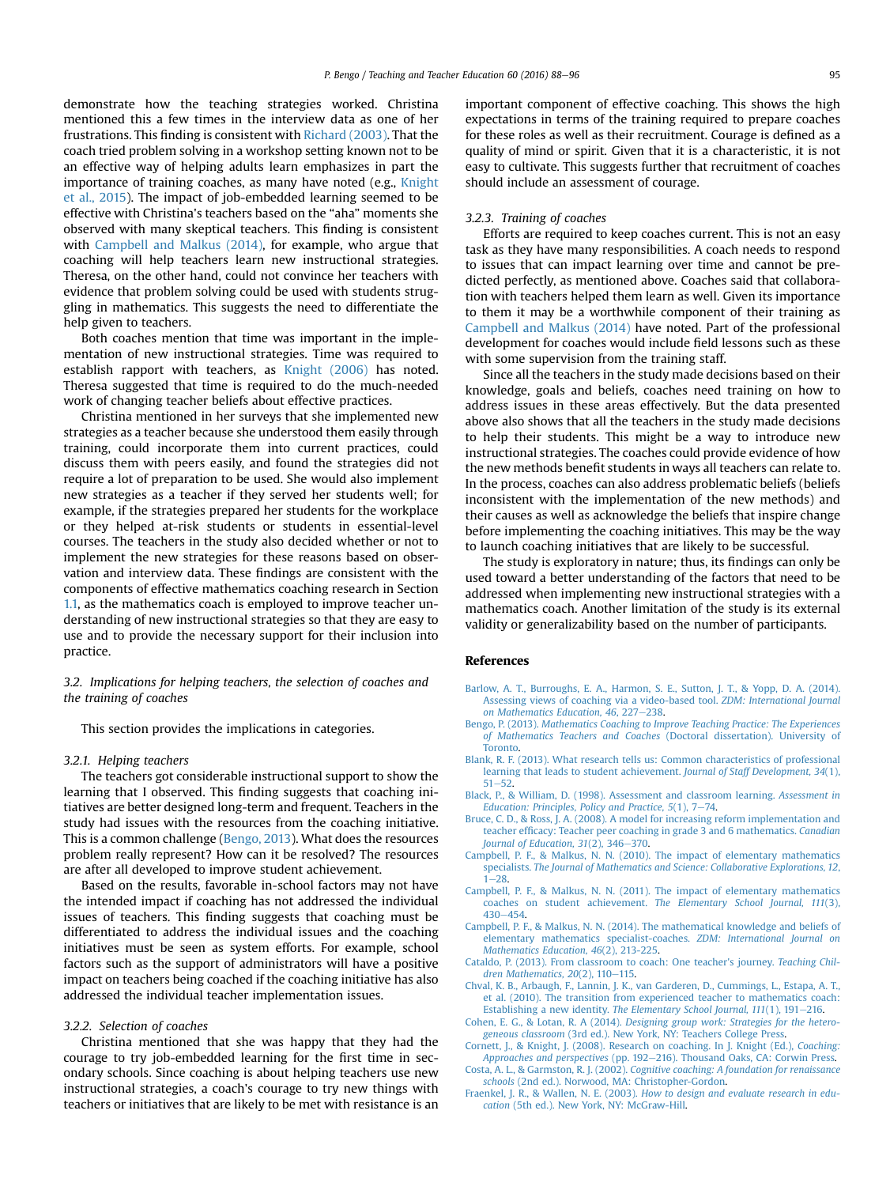demonstrate how the teaching strategies worked. Christina mentioned this a few times in the interview data as one of her frustrations. This finding is consistent with Richard (2003). That the coach tried problem solving in a workshop setting known not to be an effective way of helping adults learn emphasizes in part the importance of training coaches, as many have noted (e.g., Knight et al., 2015). The impact of job-embedded learning seemed to be effective with Christina's teachers based on the "aha" moments she observed with many skeptical teachers. This finding is consistent with Campbell and Malkus (2014), for example, who argue that coaching will help teachers learn new instructional strategies. Theresa, on the other hand, could not convince her teachers with evidence that problem solving could be used with students struggling in mathematics. This suggests the need to differentiate the help given to teachers.

Both coaches mention that time was important in the implementation of new instructional strategies. Time was required to establish rapport with teachers, as Knight (2006) has noted. Theresa suggested that time is required to do the much-needed work of changing teacher beliefs about effective practices.

Christina mentioned in her surveys that she implemented new strategies as a teacher because she understood them easily through training, could incorporate them into current practices, could discuss them with peers easily, and found the strategies did not require a lot of preparation to be used. She would also implement new strategies as a teacher if they served her students well; for example, if the strategies prepared her students for the workplace or they helped at-risk students or students in essential-level courses. The teachers in the study also decided whether or not to implement the new strategies for these reasons based on observation and interview data. These findings are consistent with the components of effective mathematics coaching research in Section 1.1, as the mathematics coach is employed to improve teacher understanding of new instructional strategies so that they are easy to use and to provide the necessary support for their inclusion into practice.

### 3.2. Implications for helping teachers, the selection of coaches and the training of coaches

This section provides the implications in categories.

#### 3.2.1. Helping teachers

The teachers got considerable instructional support to show the learning that I observed. This finding suggests that coaching initiatives are better designed long-term and frequent. Teachers in the study had issues with the resources from the coaching initiative. This is a common challenge (Bengo, 2013). What does the resources problem really represent? How can it be resolved? The resources are after all developed to improve student achievement.

Based on the results, favorable in-school factors may not have the intended impact if coaching has not addressed the individual issues of teachers. This finding suggests that coaching must be differentiated to address the individual issues and the coaching initiatives must be seen as system efforts. For example, school factors such as the support of administrators will have a positive impact on teachers being coached if the coaching initiative has also addressed the individual teacher implementation issues.

#### 3.2.2. Selection of coaches

Christina mentioned that she was happy that they had the courage to try job-embedded learning for the first time in secondary schools. Since coaching is about helping teachers use new instructional strategies, a coach's courage to try new things with teachers or initiatives that are likely to be met with resistance is an important component of effective coaching. This shows the high expectations in terms of the training required to prepare coaches for these roles as well as their recruitment. Courage is defined as a quality of mind or spirit. Given that it is a characteristic, it is not easy to cultivate. This suggests further that recruitment of coaches should include an assessment of courage.

#### 3.2.3. Training of coaches

Efforts are required to keep coaches current. This is not an easy task as they have many responsibilities. A coach needs to respond to issues that can impact learning over time and cannot be predicted perfectly, as mentioned above. Coaches said that collaboration with teachers helped them learn as well. Given its importance to them it may be a worthwhile component of their training as Campbell and Malkus (2014) have noted. Part of the professional development for coaches would include field lessons such as these with some supervision from the training staff.

Since all the teachers in the study made decisions based on their knowledge, goals and beliefs, coaches need training on how to address issues in these areas effectively. But the data presented above also shows that all the teachers in the study made decisions to help their students. This might be a way to introduce new instructional strategies. The coaches could provide evidence of how the new methods benefit students in ways all teachers can relate to. In the process, coaches can also address problematic beliefs (beliefs inconsistent with the implementation of the new methods) and their causes as well as acknowledge the beliefs that inspire change before implementing the coaching initiatives. This may be the way to launch coaching initiatives that are likely to be successful.

The study is exploratory in nature; thus, its findings can only be used toward a better understanding of the factors that need to be addressed when implementing new instructional strategies with a mathematics coach. Another limitation of the study is its external validity or generalizability based on the number of participants.

## References

Barlow, A. T., Burroughs, E. A., Harmon, S. E., Sutton, J. T., & Yopp, D. A. (2014). Assessing views of coaching via a video-based tool. *ZDM: International Journal on Mathematics Education, 46*, 227–238.

Bengo, P. (2013). *Mathematics Coaching to Improve Teaching Practice: The Experiences of Mathematics Teachers and Coaches* (Doctoral dissertation). University of Toronto.

Blank, R. F. (2013). What research tells us: Common characteristics of professional learning that leads to student achievement. *Journal of Staff Development, 34*(1), 51–52.

Black, P., & William, D. (1998). Assessment and classroom learning. *Assessment in Education: Principles, Policy and Practice, 5*(1), 7–74.

Bruce, C. D., & Ross, J. A. (2008). A model for increasing reform implementation and teacher efficacy: Teacher peer coaching in grade 3 and 6 mathematics. *Canadian Journal of Education, 31*(2), 346–370.

Campbell, P. F., & Malkus, N. N. (2010). The impact of elementary mathematics specialists. *The Journal of Mathematics and Science: Collaborative Explorations, 12*, 1–28.

Campbell, P. F., & Malkus, N. N. (2011). The impact of elementary mathematics coaches on student achievement. *The Elementary School Journal, 111*(3), 430–454.

Campbell, P. F., & Malkus, N. N. (2014). The mathematical knowledge and beliefs of elementary mathematics specialist-coaches. *ZDM: International Journal on Mathematics Education, 46*(2), 213-225.

Cataldo, P. (2013). From classroom to coach: One teacher's journey. *Teaching Children Mathematics, 20*(2), 110–115.

Chval, K. B., Arbaugh, F., Lannin, J. K., van Garderen, D., Cummings, L., Estapa, A. T., et al. (2010). The transition from experienced teacher to mathematics coach: Establishing a new identity. *The Elementary School Journal, 111*(1), 191–216.

Cohen, E. G., & Lotan, R. A (2014). *Designing group work: Strategies for the heterogeneous classroom* (3rd ed.). New York, NY: Teachers College Press.

Cornett, J., & Knight, J. (2008). Research on coaching. In J. Knight (Ed.), *Coaching: Approaches and perspectives* (pp. 192–216). Thousand Oaks, CA: Corwin Press.

Costa, A. L., & Garmston, R. J. (2002). *Cognitive coaching: A foundation for renaissance schools* (2nd ed.). Norwood, MA: Christopher-Gordon.

Fraenkel, J. R., & Wallen, N. E. (2003). *How to design and evaluate research in education* (5th ed.). New York, NY: McGraw-Hill.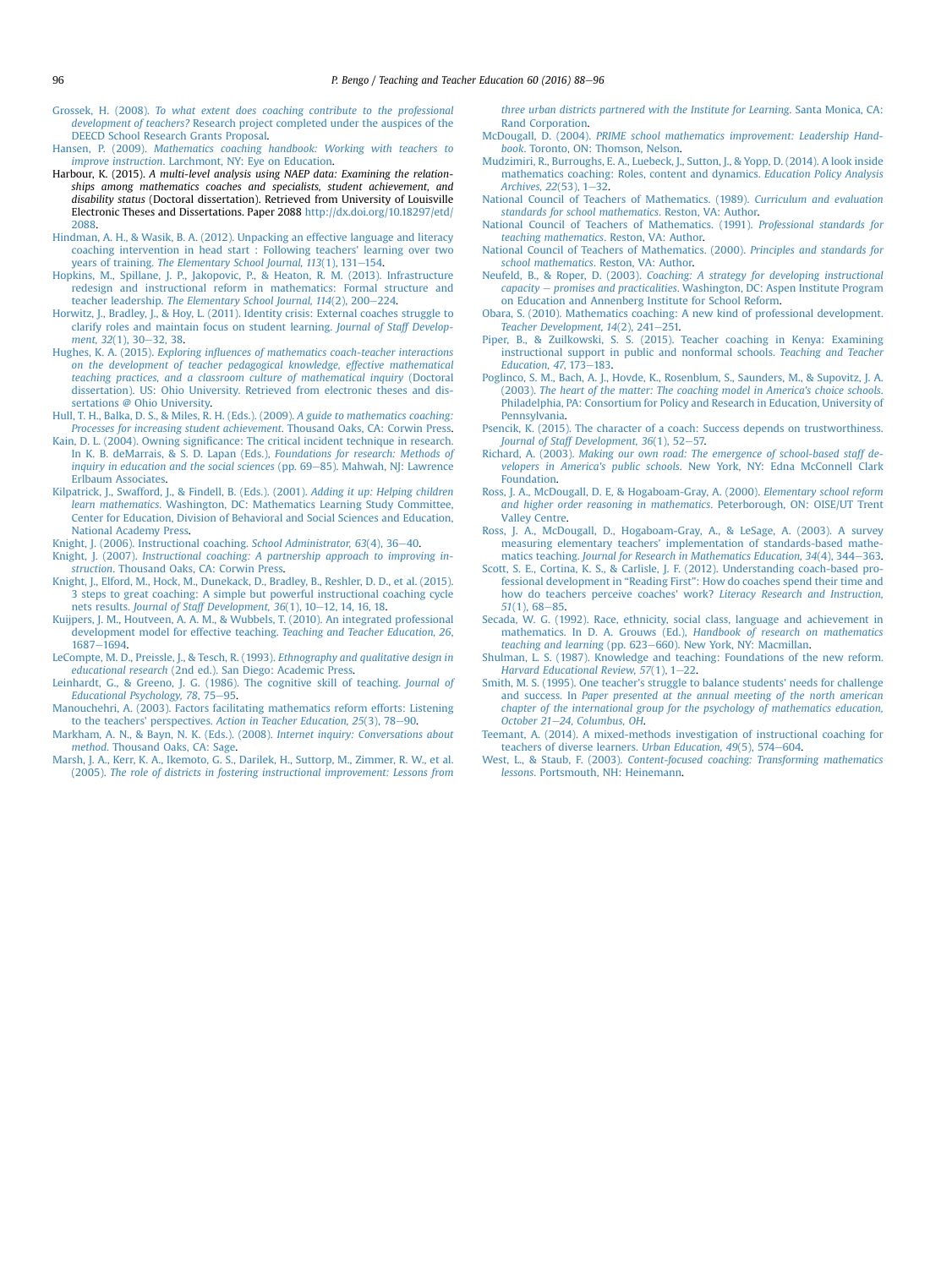Grossek, H. (2008). *To what extent does coaching contribute to the professional development of teachers?* Research project completed under the auspices of the DEECD School Research Grants Proposal.

Hansen, P. (2009). *Mathematics coaching handbook: Working with teachers to improve instruction*. Larchmont, NY: Eye on Education.

Harbour, K. (2015). *A multi-level analysis using NAEP data: Examining the relationships among mathematics coaches and specialists, student achievement, and disability status* (Doctoral dissertation). Retrieved from University of Louisville Electronic Theses and Dissertations. Paper 2088 http://dx.doi.org/10.18297/etd/2088.

Hindman, A. H., & Wasik, B. A. (2012). Unpacking an effective language and literacy coaching intervention in head start : Following teachers' learning over two years of training. *The Elementary School Journal, 113*(1), 131–154.

Hopkins, M., Spillane, J. P., Jakopovic, P., & Heaton, R. M. (2013). Infrastructure redesign and instructional reform in mathematics: Formal structure and teacher leadership. *The Elementary School Journal, 114*(2), 200–224.

Horwitz, J., Bradley, J., & Hoy, L. (2011). Identity crisis: External coaches struggle to clarify roles and maintain focus on student learning. *Journal of Staff Development, 32*(1), 30–32, 38.

Hughes, K. A. (2015). *Exploring influences of mathematics coach-teacher interactions on the development of teacher pedagogical knowledge, effective mathematical teaching practices, and a classroom culture of mathematical inquiry* (Doctoral dissertation). US: Ohio University. Retrieved from electronic theses and dissertations @ Ohio University.

Hull, T. H., Balka, D. S., & Miles, R. H. (Eds.). (2009). *A guide to mathematics coaching: Processes for increasing student achievement*. Thousand Oaks, CA: Corwin Press.

Kain, D. L. (2004). Owning significance: The critical incident technique in research. In K. B. deMarrais, & S. D. Lapan (Eds.), *Foundations for research: Methods of inquiry in education and the social sciences* (pp. 69–85). Mahwah, NJ: Lawrence Erlbaum Associates.

Kilpatrick, J., Swafford, J., & Findell, B. (Eds.). (2001). *Adding it up: Helping children learn mathematics*. Washington, DC: Mathematics Learning Study Committee, Center for Education, Division of Behavioral and Social Sciences and Education, National Academy Press.

Knight, J. (2006). Instructional coaching. *School Administrator, 63*(4), 36–40.

Knight, J. (2007). *Instructional coaching: A partnership approach to improving instruction*. Thousand Oaks, CA: Corwin Press.

Knight, J., Elford, M., Hock, M., Dunekack, D., Bradley, B., Reshler, D. D., et al. (2015). 3 steps to great coaching: A simple but powerful instructional coaching cycle nets results. *Journal of Staff Development, 36*(1), 10–12, 14, 16, 18.

Kuijpers, J. M., Houtveen, A. A. M., & Wubbels, T. (2010). An integrated professional development model for effective teaching. *Teaching and Teacher Education, 26*, 1687–1694.

LeCompte, M. D., Preissle, J., & Tesch, R. (1993). *Ethnography and qualitative design in educational research* (2nd ed.). San Diego: Academic Press.

Leinhardt, G., & Greeno, J. G. (1986). The cognitive skill of teaching. *Journal of Educational Psychology, 78*, 75–95.

Manouchehri, A. (2003). Factors facilitating mathematics reform efforts: Listening to the teachers' perspectives. *Action in Teacher Education, 25*(3), 78–90.

Markham, A. N., & Bayn, N. K. (Eds.). (2008). *Internet inquiry: Conversations about method*. Thousand Oaks, CA: Sage.

Marsh, J. A., Kerr, K. A., Ikemoto, G. S., Darilek, H., Suttorp, M., Zimmer, R. W., et al. (2005). *The role of districts in fostering instructional improvement: Lessons from three urban districts partnered with the Institute for Learning*. Santa Monica, CA: Rand Corporation.

McDougall, D. (2004). *PRIME school mathematics improvement: Leadership Handbook*. Toronto, ON: Thomson, Nelson.

Mudzimiri, R., Burroughs, E. A., Luebeck, J., Sutton, J., & Yopp, D. (2014). A look inside mathematics coaching: Roles, content and dynamics. *Education Policy Analysis Archives, 22*(53), 1–32.

National Council of Teachers of Mathematics. (1989). *Curriculum and evaluation standards for school mathematics*. Reston, VA: Author.

National Council of Teachers of Mathematics. (1991). *Professional standards for teaching mathematics*. Reston, VA: Author.

National Council of Teachers of Mathematics. (2000). *Principles and standards for school mathematics*. Reston, VA: Author.

Neufeld, B., & Roper, D. (2003). *Coaching: A strategy for developing instructional capacity – promises and practicalities*. Washington, DC: Aspen Institute Program on Education and Annenberg Institute for School Reform.

Obara, S. (2010). Mathematics coaching: A new kind of professional development. *Teacher Development, 14*(2), 241–251.

Piper, B., & Zuilkowski, S. S. (2015). Teacher coaching in Kenya: Examining instructional support in public and nonformal schools. *Teaching and Teacher Education, 47*, 173–183.

Poglinco, S. M., Bach, A. J., Hovde, K., Rosenblum, S., Saunders, M., & Supovitz, J. A. (2003). *The heart of the matter: The coaching model in America's choice schools*. Philadelphia, PA: Consortium for Policy and Research in Education, University of Pennsylvania.

Psencik, K. (2015). The character of a coach: Success depends on trustworthiness. *Journal of Staff Development, 36*(1), 52–57.

Richard, A. (2003). *Making our own road: The emergence of school-based staff developers in America's public schools*. New York, NY: Edna McConnell Clark Foundation.

Ross, J. A., McDougall, D. E, & Hogaboam-Gray, A. (2000). *Elementary school reform and higher order reasoning in mathematics*. Peterborough, ON: OISE/UT Trent Valley Centre.

Ross, J. A., McDougall, D., Hogaboam-Gray, A., & LeSage, A. (2003). A survey measuring elementary teachers' implementation of standards-based mathematics teaching. *Journal for Research in Mathematics Education, 34*(4), 344–363.

Scott, S. E., Cortina, K. S., & Carlisle, J. F. (2012). Understanding coach-based professional development in "Reading First": How do coaches spend their time and how do teachers perceive coaches' work? *Literacy Research and Instruction, 51*(1), 68–85.

Secada, W. G. (1992). Race, ethnicity, social class, language and achievement in mathematics. In D. A. Grouws (Ed.), *Handbook of research on mathematics teaching and learning* (pp. 623–660). New York, NY: Macmillan.

Shulman, L. S. (1987). Knowledge and teaching: Foundations of the new reform. *Harvard Educational Review, 57*(1), 1–22.

Smith, M. S. (1995). One teacher's struggle to balance students' needs for challenge and success. In *Paper presented at the annual meeting of the north american chapter of the international group for the psychology of mathematics education, October 21–24, Columbus, OH*.

Teemant, A. (2014). A mixed-methods investigation of instructional coaching for teachers of diverse learners. *Urban Education, 49*(5), 574–604.

West, L., & Staub, F. (2003). *Content-focused coaching: Transforming mathematics lessons*. Portsmouth, NH: Heinemann.